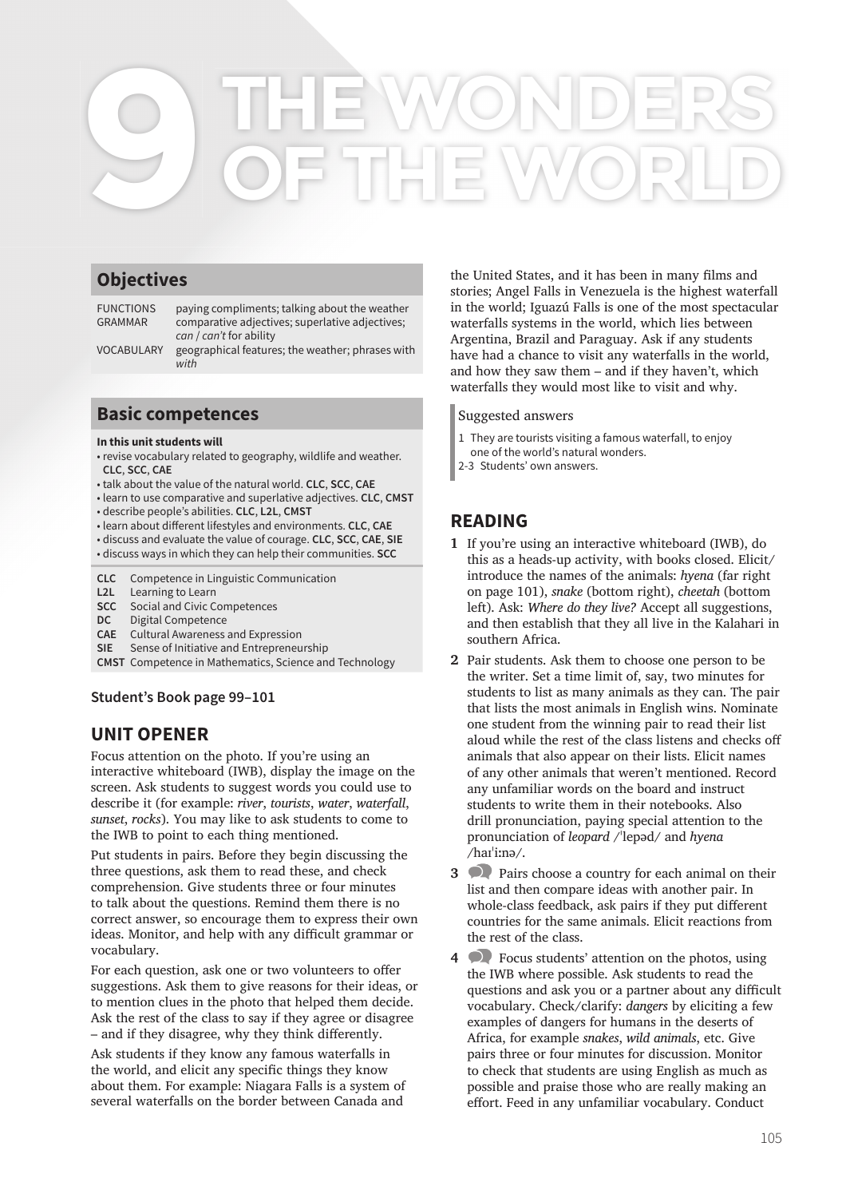# 9 THE WONDERS OF THE WORLD

## Objectives

| | |
|---|---|
| FUNCTIONS | paying compliments; talking about the weather |
| GRAMMAR | comparative adjectives; superlative adjectives; *can* / *can't* for ability |
| VOCABULARY | geographical features; the weather; phrases with *with* |

## Basic competences

**In this unit students will**

- revise vocabulary related to geography, wildlife and weather. **CLC**, **SCC**, **CAE**
- talk about the value of the natural world. **CLC**, **SCC**, **CAE**
- learn to use comparative and superlative adjectives. **CLC**, **CMST**
- describe people's abilities. **CLC**, **L2L**, **CMST**
- learn about different lifestyles and environments. **CLC**, **CAE**
- discuss and evaluate the value of courage. **CLC**, **SCC**, **CAE**, **SIE**
- discuss ways in which they can help their communities. **SCC**

**CLC** Competence in Linguistic Communication
**L2L** Learning to Learn
**SCC** Social and Civic Competences
**DC** Digital Competence
**CAE** Cultural Awareness and Expression
**SIE** Sense of Initiative and Entrepreneurship
**CMST** Competence in Mathematics, Science and Technology

**Student's Book page 99–101**

## UNIT OPENER

Focus attention on the photo. If you're using an interactive whiteboard (IWB), display the image on the screen. Ask students to suggest words you could use to describe it (for example: *river*, *tourists*, *water*, *waterfall*, *sunset*, *rocks*). You may like to ask students to come to the IWB to point to each thing mentioned.

Put students in pairs. Before they begin discussing the three questions, ask them to read these, and check comprehension. Give students three or four minutes to talk about the questions. Remind them there is no correct answer, so encourage them to express their own ideas. Monitor, and help with any difficult grammar or vocabulary.

For each question, ask one or two volunteers to offer suggestions. Ask them to give reasons for their ideas, or to mention clues in the photo that helped them decide. Ask the rest of the class to say if they agree or disagree – and if they disagree, why they think differently.

Ask students if they know any famous waterfalls in the world, and elicit any specific things they know about them. For example: Niagara Falls is a system of several waterfalls on the border between Canada and the United States, and it has been in many films and stories; Angel Falls in Venezuela is the highest waterfall in the world; Iguazú Falls is one of the most spectacular waterfalls systems in the world, which lies between Argentina, Brazil and Paraguay. Ask if any students have had a chance to visit any waterfalls in the world, and how they saw them – and if they haven't, which waterfalls they would most like to visit and why.

Suggested answers

1 They are tourists visiting a famous waterfall, to enjoy one of the world's natural wonders.
2-3 Students' own answers.

## READING

**1** If you're using an interactive whiteboard (IWB), do this as a heads-up activity, with books closed. Elicit/introduce the names of the animals: *hyena* (far right on page 101), *snake* (bottom right), *cheetah* (bottom left). Ask: *Where do they live?* Accept all suggestions, and then establish that they all live in the Kalahari in southern Africa.

**2** Pair students. Ask them to choose one person to be the writer. Set a time limit of, say, two minutes for students to list as many animals as they can. The pair that lists the most animals in English wins. Nominate one student from the winning pair to read their list aloud while the rest of the class listens and checks off animals that also appear on their lists. Elicit names of any other animals that weren't mentioned. Record any unfamiliar words on the board and instruct students to write them in their notebooks. Also drill pronunciation, paying special attention to the pronunciation of *leopard* /ˈlepəd/ and *hyena* /haɪˈiːnə/.

**3** Pairs choose a country for each animal on their list and then compare ideas with another pair. In whole-class feedback, ask pairs if they put different countries for the same animals. Elicit reactions from the rest of the class.

**4** Focus students' attention on the photos, using the IWB where possible. Ask students to read the questions and ask you or a partner about any difficult vocabulary. Check/clarify: *dangers* by eliciting a few examples of dangers for humans in the deserts of Africa, for example *snakes*, *wild animals*, etc. Give pairs three or four minutes for discussion. Monitor to check that students are using English as much as possible and praise those who are really making an effort. Feed in any unfamiliar vocabulary. Conduct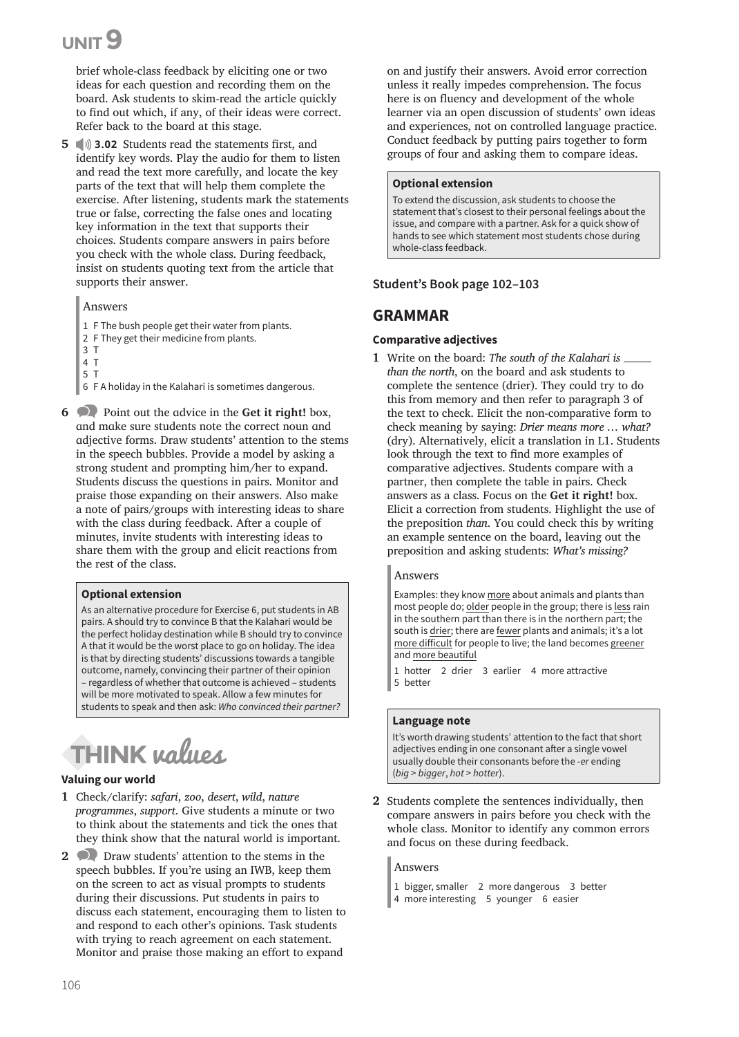# UNIT 9

brief whole-class feedback by eliciting one or two ideas for each question and recording them on the board. Ask students to skim-read the article quickly to find out which, if any, of their ideas were correct. Refer back to the board at this stage.

**5** 3.02 Students read the statements first, and identify key words. Play the audio for them to listen and read the text more carefully, and locate the key parts of the text that will help them complete the exercise. After listening, students mark the statements true or false, correcting the false ones and locating key information in the text that supports their choices. Students compare answers in pairs before you check with the whole class. During feedback, insist on students quoting text from the article that supports their answer.

> Answers
>
> 1 F The bush people get their water from plants.
> 2 F They get their medicine from plants.
> 3 T
> 4 T
> 5 T
> 6 F A holiday in the Kalahari is sometimes dangerous.

**6** Point out the advice in the **Get it right!** box, and make sure students note the correct noun and adjective forms. Draw students' attention to the stems in the speech bubbles. Provide a model by asking a strong student and prompting him/her to expand. Students discuss the questions in pairs. Monitor and praise those expanding on their answers. Also make a note of pairs/groups with interesting ideas to share with the class during feedback. After a couple of minutes, invite students with interesting ideas to share them with the group and elicit reactions from the rest of the class.

> **Optional extension**
>
> As an alternative procedure for Exercise 6, put students in AB pairs. A should try to convince B that the Kalahari would be the perfect holiday destination while B should try to convince A that it would be the worst place to go on holiday. The idea is that by directing students' discussions towards a tangible outcome, namely, convincing their partner of their opinion – regardless of whether that outcome is achieved – students will be more motivated to speak. Allow a few minutes for students to speak and then ask: *Who convinced their partner?*

## THINK values

### Valuing our world

**1** Check/clarify: *safari*, *zoo*, *desert*, *wild*, *nature programmes*, *support*. Give students a minute or two to think about the statements and tick the ones that they think show that the natural world is important.

**2** Draw students' attention to the stems in the speech bubbles. If you're using an IWB, keep them on the screen to act as visual prompts to students during their discussions. Put students in pairs to discuss each statement, encouraging them to listen to and respond to each other's opinions. Task students with trying to reach agreement on each statement. Monitor and praise those making an effort to expand on and justify their answers. Avoid error correction unless it really impedes comprehension. The focus here is on fluency and development of the whole learner via an open discussion of students' own ideas and experiences, not on controlled language practice. Conduct feedback by putting pairs together to form groups of four and asking them to compare ideas.

> **Optional extension**
>
> To extend the discussion, ask students to choose the statement that's closest to their personal feelings about the issue, and compare with a partner. Ask for a quick show of hands to see which statement most students chose during whole-class feedback.

**Student's Book page 102–103**

## GRAMMAR

### Comparative adjectives

**1** Write on the board: *The south of the Kalahari is ____ than the north*, on the board and ask students to complete the sentence (drier). They could try to do this from memory and then refer to paragraph 3 of the text to check. Elicit the non-comparative form to check meaning by saying: *Drier means more … what?* (dry). Alternatively, elicit a translation in L1. Students look through the text to find more examples of comparative adjectives. Students compare with a partner, then complete the table in pairs. Check answers as a class. Focus on the **Get it right!** box. Elicit a correction from students. Highlight the use of the preposition *than*. You could check this by writing an example sentence on the board, leaving out the preposition and asking students: *What's missing?*

> Answers
>
> Examples: they know more about animals and plants than most people do; older people in the group; there is less rain in the southern part than there is in the northern part; the south is drier; there are fewer plants and animals; it's a lot more difficult for people to live; the land becomes greener and more beautiful
>
> 1 hotter 2 drier 3 earlier 4 more attractive 5 better

> **Language note**
>
> It's worth drawing students' attention to the fact that short adjectives ending in one consonant after a single vowel usually double their consonants before the *-er* ending (*big* > *bigger*, *hot* > *hotter*).

**2** Students complete the sentences individually, then compare answers in pairs before you check with the whole class. Monitor to identify any common errors and focus on these during feedback.

> Answers
>
> 1 bigger, smaller 2 more dangerous 3 better
> 4 more interesting 5 younger 6 easier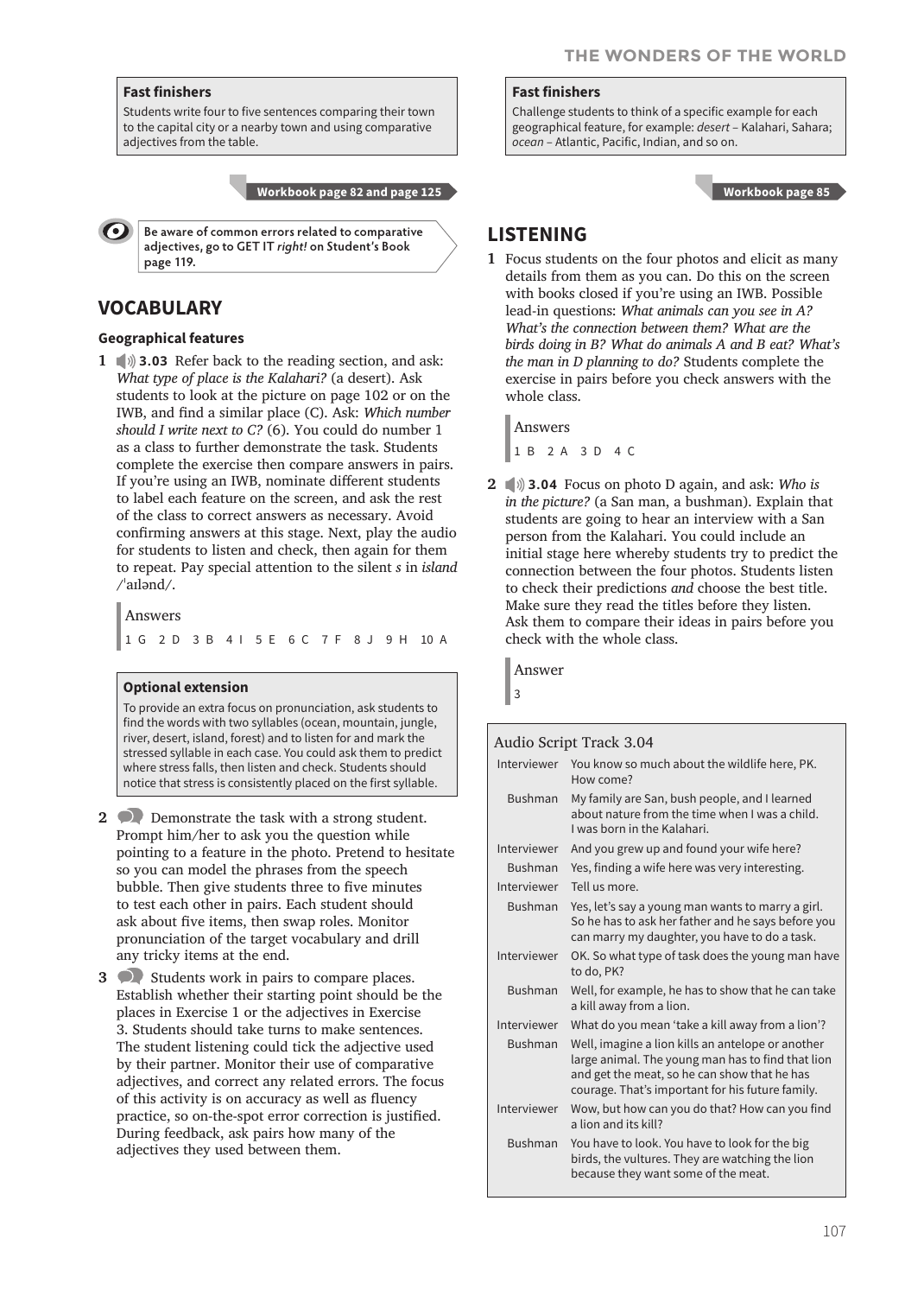**Fast finishers**

Students write four to five sentences comparing their town to the capital city or a nearby town and using comparative adjectives from the table.

**Workbook page 82 and page 125**

**Be aware of common errors related to comparative adjectives, go to GET IT *right!* on Student's Book page 119.**

## VOCABULARY

### Geographical features

**1** **3.03** Refer back to the reading section, and ask: *What type of place is the Kalahari?* (a desert). Ask students to look at the picture on page 102 or on the IWB, and find a similar place (C). Ask: *Which number should I write next to C?* (6). You could do number 1 as a class to further demonstrate the task. Students complete the exercise then compare answers in pairs. If you're using an IWB, nominate different students to label each feature on the screen, and ask the rest of the class to correct answers as necessary. Avoid confirming answers at this stage. Next, play the audio for students to listen and check, then again for them to repeat. Pay special attention to the silent *s* in *island* /ˈaɪlənd/.

Answers

1 G 2 D 3 B 4 I 5 E 6 C 7 F 8 J 9 H 10 A

**Optional extension**

To provide an extra focus on pronunciation, ask students to find the words with two syllables (ocean, mountain, jungle, river, desert, island, forest) and to listen for and mark the stressed syllable in each case. You could ask them to predict where stress falls, then listen and check. Students should notice that stress is consistently placed on the first syllable.

**2** Demonstrate the task with a strong student. Prompt him/her to ask you the question while pointing to a feature in the photo. Pretend to hesitate so you can model the phrases from the speech bubble. Then give students three to five minutes to test each other in pairs. Each student should ask about five items, then swap roles. Monitor pronunciation of the target vocabulary and drill any tricky items at the end.

**3** Students work in pairs to compare places. Establish whether their starting point should be the places in Exercise 1 or the adjectives in Exercise 3. Students should take turns to make sentences. The student listening could tick the adjective used by their partner. Monitor their use of comparative adjectives, and correct any related errors. The focus of this activity is on accuracy as well as fluency practice, so on-the-spot error correction is justified. During feedback, ask pairs how many of the adjectives they used between them.

**Fast finishers**

Challenge students to think of a specific example for each geographical feature, for example: *desert* – Kalahari, Sahara; *ocean* – Atlantic, Pacific, Indian, and so on.

**Workbook page 85**

## LISTENING

**1** Focus students on the four photos and elicit as many details from them as you can. Do this on the screen with books closed if you're using an IWB. Possible lead-in questions: *What animals can you see in A? What's the connection between them? What are the birds doing in B? What do animals A and B eat? What's the man in D planning to do?* Students complete the exercise in pairs before you check answers with the whole class.

Answers

1 B 2 A 3 D 4 C

**2** **3.04** Focus on photo D again, and ask: *Who is in the picture?* (a San man, a bushman). Explain that students are going to hear an interview with a San person from the Kalahari. You could include an initial stage here whereby students try to predict the connection between the four photos. Students listen to check their predictions *and* choose the best title. Make sure they read the titles before they listen. Ask them to compare their ideas in pairs before you check with the whole class.

Answer

3

**Audio Script Track 3.04**

| | |
|---|---|
| Interviewer | You know so much about the wildlife here, PK. How come? |
| Bushman | My family are San, bush people, and I learned about nature from the time when I was a child. I was born in the Kalahari. |
| Interviewer | And you grew up and found your wife here? |
| Bushman | Yes, finding a wife here was very interesting. |
| Interviewer | Tell us more. |
| Bushman | Yes, let's say a young man wants to marry a girl. So he has to ask her father and he says before you can marry my daughter, you have to do a task. |
| Interviewer | OK. So what type of task does the young man have to do, PK? |
| Bushman | Well, for example, he has to show that he can take a kill away from a lion. |
| Interviewer | What do you mean 'take a kill away from a lion'? |
| Bushman | Well, imagine a lion kills an antelope or another large animal. The young man has to find that lion and get the meat, so he can show that he has courage. That's important for his future family. |
| Interviewer | Wow, but how can you do that? How can you find a lion and its kill? |
| Bushman | You have to look. You have to look for the big birds, the vultures. They are watching the lion because they want some of the meat. |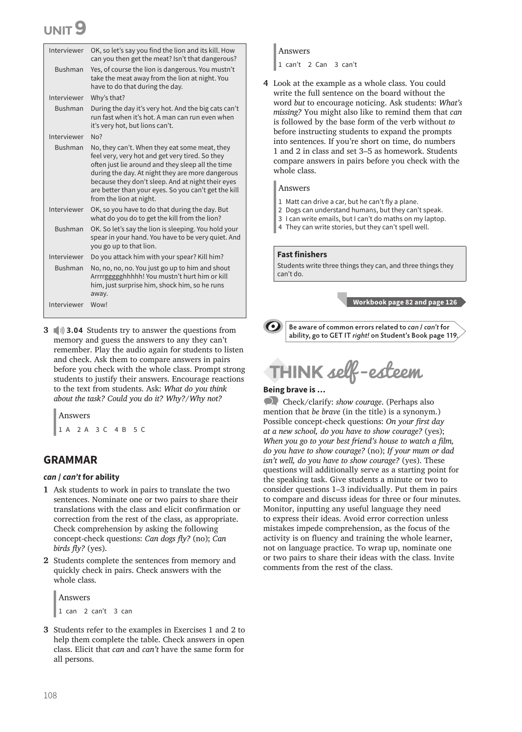# UNIT 9

| | |
|---|---|
| Interviewer | OK, so let's say you find the lion and its kill. How can you then get the meat? Isn't that dangerous? |
| Bushman | Yes, of course the lion is dangerous. You mustn't take the meat away from the lion at night. You have to do that during the day. |
| Interviewer | Why's that? |
| Bushman | During the day it's very hot. And the big cats can't run fast when it's hot. A man can run even when it's very hot, but lions can't. |
| Interviewer | No? |
| Bushman | No, they can't. When they eat some meat, they feel very, very hot and get very tired. So they often just lie around and they sleep all the time during the day. At night they are more dangerous because they don't sleep. And at night their eyes are better than your eyes. So you can't get the kill from the lion at night. |
| Interviewer | OK, so you have to do that during the day. But what do you do to get the kill from the lion? |
| Bushman | OK. So let's say the lion is sleeping. You hold your spear in your hand. You have to be very quiet. And you go up to that lion. |
| Interviewer | Do you attack him with your spear? Kill him? |
| Bushman | No, no, no, no. You just go up to him and shout Arrrrggggghhhhh! You mustn't hurt him or kill him, just surprise him, shock him, so he runs away. |
| Interviewer | Wow! |

**3** 3.04 Students try to answer the questions from memory and guess the answers to any they can't remember. Play the audio again for students to listen and check. Ask them to compare answers in pairs before you check with the whole class. Prompt strong students to justify their answers. Encourage reactions to the text from students. Ask: *What do you think about the task? Could you do it? Why?/Why not?*

Answers
1 A 2 A 3 C 4 B 5 C

## GRAMMAR

### *can / can't* for ability

**1** Ask students to work in pairs to translate the two sentences. Nominate one or two pairs to share their translations with the class and elicit confirmation or correction from the rest of the class, as appropriate. Check comprehension by asking the following concept-check questions: *Can dogs fly?* (no); *Can birds fly?* (yes).

**2** Students complete the sentences from memory and quickly check in pairs. Check answers with the whole class.

Answers
1 can 2 can't 3 can

**3** Students refer to the examples in Exercises 1 and 2 to help them complete the table. Check answers in open class. Elicit that *can* and *can't* have the same form for all persons.

Answers
1 can't 2 Can 3 can't

**4** Look at the example as a whole class. You could write the full sentence on the board without the word *but* to encourage noticing. Ask students: *What's missing?* You might also like to remind them that *can* is followed by the base form of the verb without *to* before instructing students to expand the prompts into sentences. If you're short on time, do numbers 1 and 2 in class and set 3–5 as homework. Students compare answers in pairs before you check with the whole class.

Answers
1 Matt can drive a car, but he can't fly a plane.
2 Dogs can understand humans, but they can't speak.
3 I can write emails, but I can't do maths on my laptop.
4 They can write stories, but they can't spell well.

**Fast finishers**
Students write three things they can, and three things they can't do.

**Workbook page 82 and page 126**

**Be aware of common errors related to *can / can't* for ability, go to GET IT *right!* on Student's Book page 119.**

## THINK *self-esteem*

**Being brave is …**

Check/clarify: *show courage*. (Perhaps also mention that *be brave* (in the title) is a synonym.) Possible concept-check questions: *On your first day at a new school, do you have to show courage?* (yes); *When you go to your best friend's house to watch a film, do you have to show courage?* (no); *If your mum or dad isn't well, do you have to show courage?* (yes). These questions will additionally serve as a starting point for the speaking task. Give students a minute or two to consider questions 1–3 individually. Put them in pairs to compare and discuss ideas for three or four minutes. Monitor, inputting any useful language they need to express their ideas. Avoid error correction unless mistakes impede comprehension, as the focus of the activity is on fluency and training the whole learner, not on language practice. To wrap up, nominate one or two pairs to share their ideas with the class. Invite comments from the rest of the class.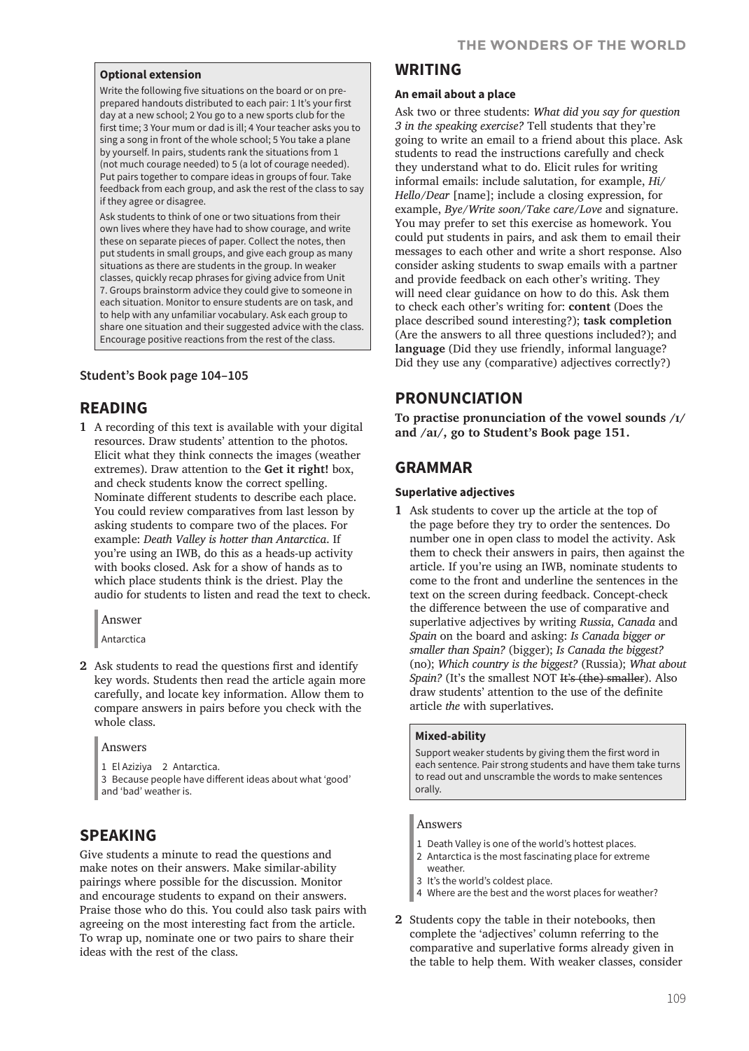**Optional extension**

Write the following five situations on the board or on pre-prepared handouts distributed to each pair: 1 It's your first day at a new school; 2 You go to a new sports club for the first time; 3 Your mum or dad is ill; 4 Your teacher asks you to sing a song in front of the whole school; 5 You take a plane by yourself. In pairs, students rank the situations from 1 (not much courage needed) to 5 (a lot of courage needed). Put pairs together to compare ideas in groups of four. Take feedback from each group, and ask the rest of the class to say if they agree or disagree.

Ask students to think of one or two situations from their own lives where they have had to show courage, and write these on separate pieces of paper. Collect the notes, then put students in small groups, and give each group as many situations as there are students in the group. In weaker classes, quickly recap phrases for giving advice from Unit 7. Groups brainstorm advice they could give to someone in each situation. Monitor to ensure students are on task, and to help with any unfamiliar vocabulary. Ask each group to share one situation and their suggested advice with the class. Encourage positive reactions from the rest of the class.

**Student's Book page 104–105**

## READING

**1** A recording of this text is available with your digital resources. Draw students' attention to the photos. Elicit what they think connects the images (weather extremes). Draw attention to the **Get it right!** box, and check students know the correct spelling. Nominate different students to describe each place. You could review comparatives from last lesson by asking students to compare two of the places. For example: *Death Valley is hotter than Antarctica*. If you're using an IWB, do this as a heads-up activity with books closed. Ask for a show of hands as to which place students think is the driest. Play the audio for students to listen and read the text to check.

Answer

Antarctica

**2** Ask students to read the questions first and identify key words. Students then read the article again more carefully, and locate key information. Allow them to compare answers in pairs before you check with the whole class.

Answers

1 El Aziziya 2 Antarctica.
3 Because people have different ideas about what 'good' and 'bad' weather is.

## SPEAKING

Give students a minute to read the questions and make notes on their answers. Make similar-ability pairings where possible for the discussion. Monitor and encourage students to expand on their answers. Praise those who do this. You could also task pairs with agreeing on the most interesting fact from the article. To wrap up, nominate one or two pairs to share their ideas with the rest of the class.

## WRITING

### An email about a place

Ask two or three students: *What did you say for question 3 in the speaking exercise?* Tell students that they're going to write an email to a friend about this place. Ask students to read the instructions carefully and check they understand what to do. Elicit rules for writing informal emails: include salutation, for example, *Hi/Hello/Dear* [name]; include a closing expression, for example, *Bye/Write soon/Take care/Love* and signature. You may prefer to set this exercise as homework. You could put students in pairs, and ask them to email their messages to each other and write a short response. Also consider asking students to swap emails with a partner and provide feedback on each other's writing. They will need clear guidance on how to do this. Ask them to check each other's writing for: **content** (Does the place described sound interesting?); **task completion** (Are the answers to all three questions included?); and **language** (Did they use friendly, informal language? Did they use any (comparative) adjectives correctly?)

## PRONUNCIATION

**To practise pronunciation of the vowel sounds /ɪ/ and /aɪ/, go to Student's Book page 151.**

## GRAMMAR

### Superlative adjectives

**1** Ask students to cover up the article at the top of the page before they try to order the sentences. Do number one in open class to model the activity. Ask them to check their answers in pairs, then against the article. If you're using an IWB, nominate students to come to the front and underline the sentences in the text on the screen during feedback. Concept-check the difference between the use of comparative and superlative adjectives by writing *Russia*, *Canada* and *Spain* on the board and asking: *Is Canada bigger or smaller than Spain?* (bigger); *Is Canada the biggest?* (no); *Which country is the biggest?* (Russia); *What about Spain?* (It's the smallest NOT ~~It's (the) smaller~~). Also draw students' attention to the use of the definite article *the* with superlatives.

**Mixed-ability**

Support weaker students by giving them the first word in each sentence. Pair strong students and have them take turns to read out and unscramble the words to make sentences orally.

Answers

1 Death Valley is one of the world's hottest places.
2 Antarctica is the most fascinating place for extreme weather.
3 It's the world's coldest place.
4 Where are the best and the worst places for weather?

**2** Students copy the table in their notebooks, then complete the 'adjectives' column referring to the comparative and superlative forms already given in the table to help them. With weaker classes, consider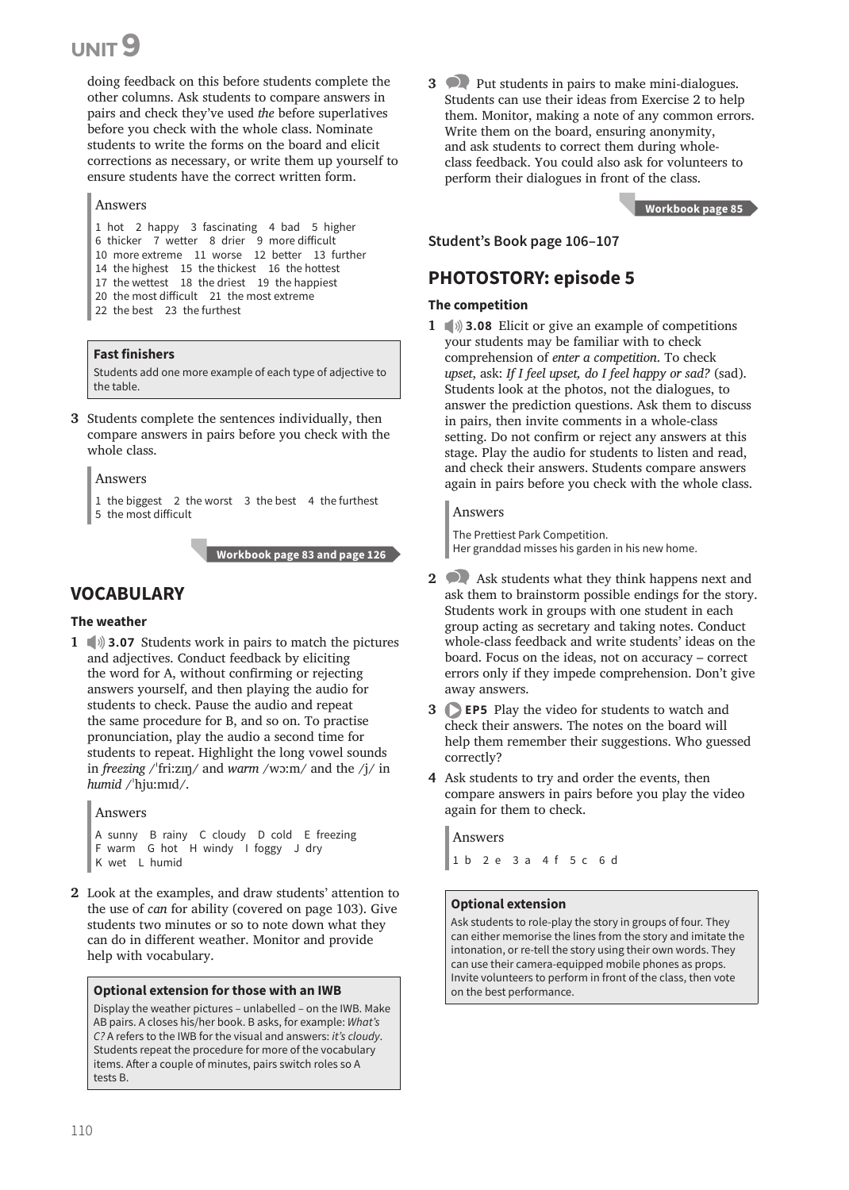doing feedback on this before students complete the other columns. Ask students to compare answers in pairs and check they've used *the* before superlatives before you check with the whole class. Nominate students to write the forms on the board and elicit corrections as necessary, or write them up yourself to ensure students have the correct written form.

> Answers
>
> 1 hot 2 happy 3 fascinating 4 bad 5 higher
> 6 thicker 7 wetter 8 drier 9 more difficult
> 10 more extreme 11 worse 12 better 13 further
> 14 the highest 15 the thickest 16 the hottest
> 17 the wettest 18 the driest 19 the happiest
> 20 the most difficult 21 the most extreme
> 22 the best 23 the furthest

> **Fast finishers**
>
> Students add one more example of each type of adjective to the table.

**3** Students complete the sentences individually, then compare answers in pairs before you check with the whole class.

> Answers
>
> 1 the biggest 2 the worst 3 the best 4 the furthest
> 5 the most difficult

**Workbook page 83 and page 126**

## VOCABULARY

### The weather

**1** 3.07 Students work in pairs to match the pictures and adjectives. Conduct feedback by eliciting the word for A, without confirming or rejecting answers yourself, and then playing the audio for students to check. Pause the audio and repeat the same procedure for B, and so on. To practise pronunciation, play the audio a second time for students to repeat. Highlight the long vowel sounds in *freezing* /ˈfriːzɪŋ/ and *warm* /wɔːm/ and the /j/ in *humid* /ˈhjuːmɪd/.

> Answers
>
> A sunny B rainy C cloudy D cold E freezing
> F warm G hot H windy I foggy J dry
> K wet L humid

**2** Look at the examples, and draw students' attention to the use of *can* for ability (covered on page 103). Give students two minutes or so to note down what they can do in different weather. Monitor and provide help with vocabulary.

> **Optional extension for those with an IWB**
>
> Display the weather pictures – unlabelled – on the IWB. Make AB pairs. A closes his/her book. B asks, for example: *What's C?* A refers to the IWB for the visual and answers: *it's cloudy*. Students repeat the procedure for more of the vocabulary items. After a couple of minutes, pairs switch roles so A tests B.

**3** Put students in pairs to make mini-dialogues. Students can use their ideas from Exercise 2 to help them. Monitor, making a note of any common errors. Write them on the board, ensuring anonymity, and ask students to correct them during whole-class feedback. You could also ask for volunteers to perform their dialogues in front of the class.

**Workbook page 85**

**Student's Book page 106–107**

## PHOTOSTORY: episode 5

### The competition

**1** 3.08 Elicit or give an example of competitions your students may be familiar with to check comprehension of *enter a competition*. To check *upset*, ask: *If I feel upset, do I feel happy or sad?* (sad). Students look at the photos, not the dialogues, to answer the prediction questions. Ask them to discuss in pairs, then invite comments in a whole-class setting. Do not confirm or reject any answers at this stage. Play the audio for students to listen and read, and check their answers. Students compare answers again in pairs before you check with the whole class.

> Answers
>
> The Prettiest Park Competition.
> Her granddad misses his garden in his new home.

**2** Ask students what they think happens next and ask them to brainstorm possible endings for the story. Students work in groups with one student in each group acting as secretary and taking notes. Conduct whole-class feedback and write students' ideas on the board. Focus on the ideas, not on accuracy – correct errors only if they impede comprehension. Don't give away answers.

**3** EP5 Play the video for students to watch and check their answers. The notes on the board will help them remember their suggestions. Who guessed correctly?

**4** Ask students to try and order the events, then compare answers in pairs before you play the video again for them to check.

> Answers
>
> 1 b 2 e 3 a 4 f 5 c 6 d

> **Optional extension**
>
> Ask students to role-play the story in groups of four. They can either memorise the lines from the story and imitate the intonation, or re-tell the story using their own words. They can use their camera-equipped mobile phones as props. Invite volunteers to perform in front of the class, then vote on the best performance.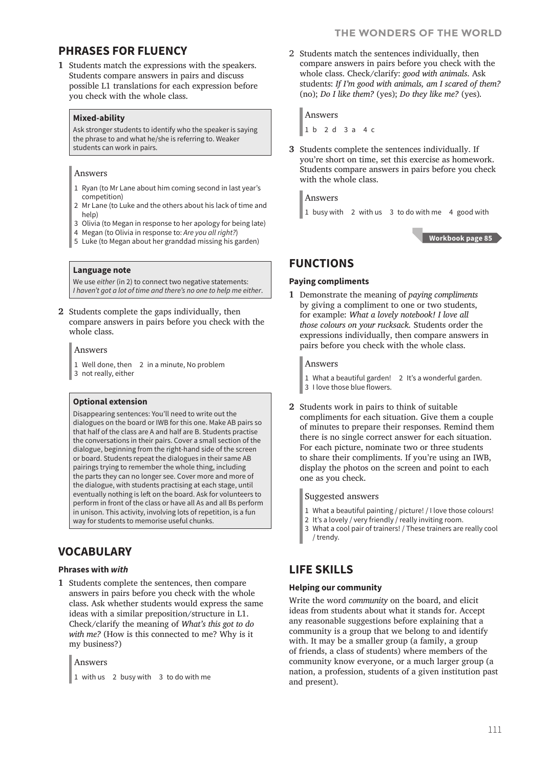## PHRASES FOR FLUENCY

**1** Students match the expressions with the speakers. Students compare answers in pairs and discuss possible L1 translations for each expression before you check with the whole class.

> **Mixed-ability**
>
> Ask stronger students to identify who the speaker is saying the phrase to and what he/she is referring to. Weaker students can work in pairs.

Answers

1 Ryan (to Mr Lane about him coming second in last year's competition)
2 Mr Lane (to Luke and the others about his lack of time and help)
3 Olivia (to Megan in response to her apology for being late)
4 Megan (to Olivia in response to: *Are you all right?*)
5 Luke (to Megan about her granddad missing his garden)

> **Language note**
>
> We use *either* (in 2) to connect two negative statements: *I haven't got a lot of time and there's no one to help me either*.

**2** Students complete the gaps individually, then compare answers in pairs before you check with the whole class.

Answers

1 Well done, then  2 in a minute, No problem
3 not really, either

> **Optional extension**
>
> Disappearing sentences: You'll need to write out the dialogues on the board or IWB for this one. Make AB pairs so that half of the class are A and half are B. Students practise the conversations in their pairs. Cover a small section of the dialogue, beginning from the right-hand side of the screen or board. Students repeat the dialogues in their same AB pairings trying to remember the whole thing, including the parts they can no longer see. Cover more and more of the dialogue, with students practising at each stage, until eventually nothing is left on the board. Ask for volunteers to perform in front of the class or have all As and all Bs perform in unison. This activity, involving lots of repetition, is a fun way for students to memorise useful chunks.

## VOCABULARY

### Phrases with *with*

**1** Students complete the sentences, then compare answers in pairs before you check with the whole class. Ask whether students would express the same ideas with a similar preposition/structure in L1. Check/clarify the meaning of *What's this got to do with me?* (How is this connected to me? Why is it my business?)

Answers

1 with us  2 busy with  3 to do with me

**2** Students match the sentences individually, then compare answers in pairs before you check with the whole class. Check/clarify: *good with animals*. Ask students: *If I'm good with animals, am I scared of them?* (no); *Do I like them?* (yes); *Do they like me?* (yes).

Answers

1 b  2 d  3 a  4 c

**3** Students complete the sentences individually. If you're short on time, set this exercise as homework. Students compare answers in pairs before you check with the whole class.

Answers

1 busy with  2 with us  3 to do with me  4 good with

**Workbook page 85**

## FUNCTIONS

### Paying compliments

**1** Demonstrate the meaning of *paying compliments* by giving a compliment to one or two students, for example: *What a lovely notebook! I love all those colours on your rucksack.* Students order the expressions individually, then compare answers in pairs before you check with the whole class.

Answers

1 What a beautiful garden!  2 It's a wonderful garden.
3 I love those blue flowers.

**2** Students work in pairs to think of suitable compliments for each situation. Give them a couple of minutes to prepare their responses. Remind them there is no single correct answer for each situation. For each picture, nominate two or three students to share their compliments. If you're using an IWB, display the photos on the screen and point to each one as you check.

Suggested answers

1 What a beautiful painting / picture! / I love those colours!
2 It's a lovely / very friendly / really inviting room.
3 What a cool pair of trainers! / These trainers are really cool / trendy.

## LIFE SKILLS

### Helping our community

Write the word *community* on the board, and elicit ideas from students about what it stands for. Accept any reasonable suggestions before explaining that a community is a group that we belong to and identify with. It may be a smaller group (a family, a group of friends, a class of students) where members of the community know everyone, or a much larger group (a nation, a profession, students of a given institution past and present).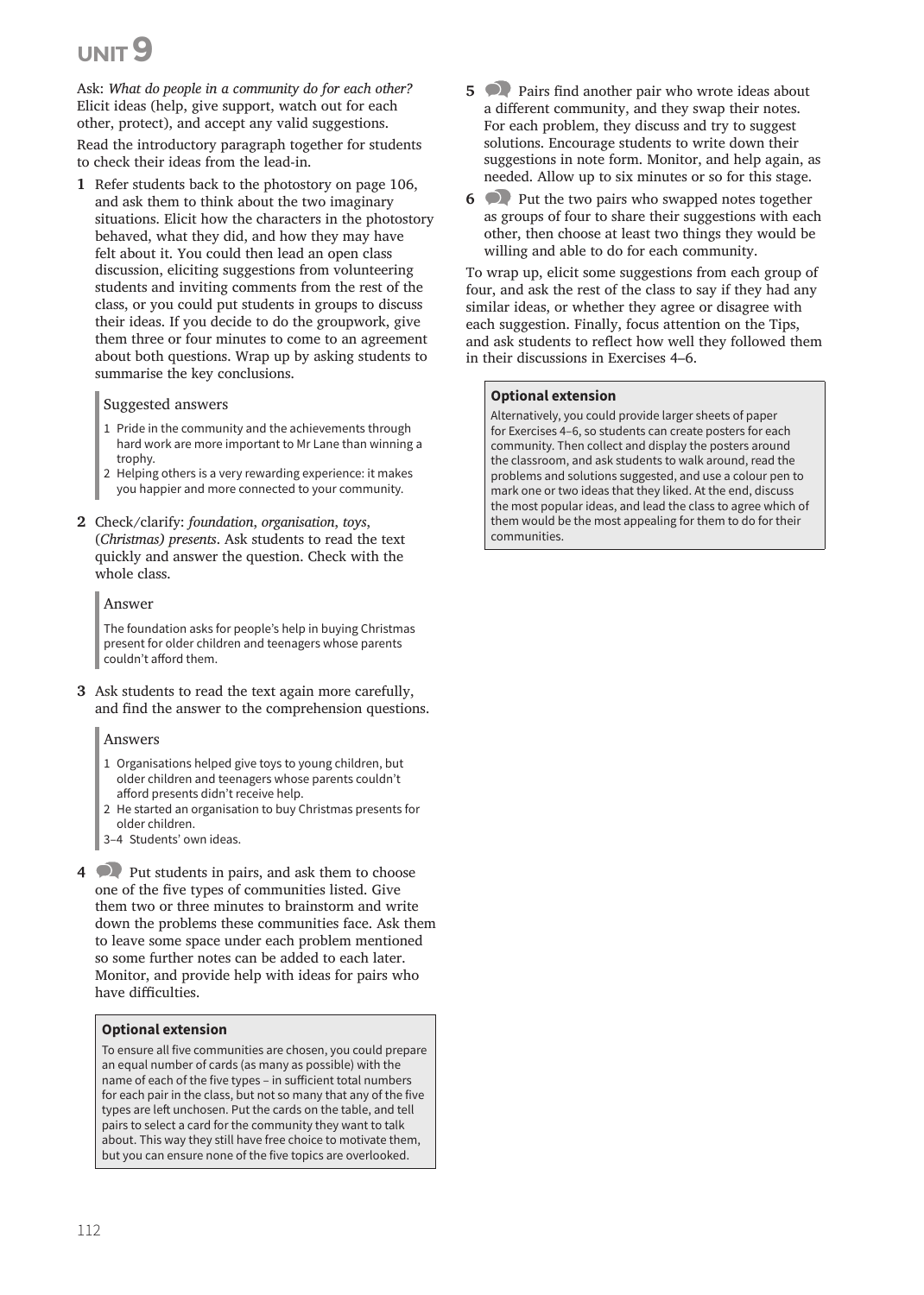# UNIT 9

Ask: *What do people in a community do for each other?* Elicit ideas (help, give support, watch out for each other, protect), and accept any valid suggestions.

Read the introductory paragraph together for students to check their ideas from the lead-in.

**1** Refer students back to the photostory on page 106, and ask them to think about the two imaginary situations. Elicit how the characters in the photostory behaved, what they did, and how they may have felt about it. You could then lead an open class discussion, eliciting suggestions from volunteering students and inviting comments from the rest of the class, or you could put students in groups to discuss their ideas. If you decide to do the groupwork, give them three or four minutes to come to an agreement about both questions. Wrap up by asking students to summarise the key conclusions.

> Suggested answers
>
> 1 Pride in the community and the achievements through hard work are more important to Mr Lane than winning a trophy.
> 2 Helping others is a very rewarding experience: it makes you happier and more connected to your community.

**2** Check/clarify: *foundation*, *organisation*, *toys*, (*Christmas) presents*. Ask students to read the text quickly and answer the question. Check with the whole class.

> Answer
>
> The foundation asks for people's help in buying Christmas present for older children and teenagers whose parents couldn't afford them.

**3** Ask students to read the text again more carefully, and find the answer to the comprehension questions.

> Answers
>
> 1 Organisations helped give toys to young children, but older children and teenagers whose parents couldn't afford presents didn't receive help.
> 2 He started an organisation to buy Christmas presents for older children.
> 3–4 Students' own ideas.

**4** Put students in pairs, and ask them to choose one of the five types of communities listed. Give them two or three minutes to brainstorm and write down the problems these communities face. Ask them to leave some space under each problem mentioned so some further notes can be added to each later. Monitor, and provide help with ideas for pairs who have difficulties.

> **Optional extension**
>
> To ensure all five communities are chosen, you could prepare an equal number of cards (as many as possible) with the name of each of the five types – in sufficient total numbers for each pair in the class, but not so many that any of the five types are left unchosen. Put the cards on the table, and tell pairs to select a card for the community they want to talk about. This way they still have free choice to motivate them, but you can ensure none of the five topics are overlooked.

**5** Pairs find another pair who wrote ideas about a different community, and they swap their notes. For each problem, they discuss and try to suggest solutions. Encourage students to write down their suggestions in note form. Monitor, and help again, as needed. Allow up to six minutes or so for this stage.

**6** Put the two pairs who swapped notes together as groups of four to share their suggestions with each other, then choose at least two things they would be willing and able to do for each community.

To wrap up, elicit some suggestions from each group of four, and ask the rest of the class to say if they had any similar ideas, or whether they agree or disagree with each suggestion. Finally, focus attention on the Tips, and ask students to reflect how well they followed them in their discussions in Exercises 4–6.

> **Optional extension**
>
> Alternatively, you could provide larger sheets of paper for Exercises 4–6, so students can create posters for each community. Then collect and display the posters around the classroom, and ask students to walk around, read the problems and solutions suggested, and use a colour pen to mark one or two ideas that they liked. At the end, discuss the most popular ideas, and lead the class to agree which of them would be the most appealing for them to do for their communities.